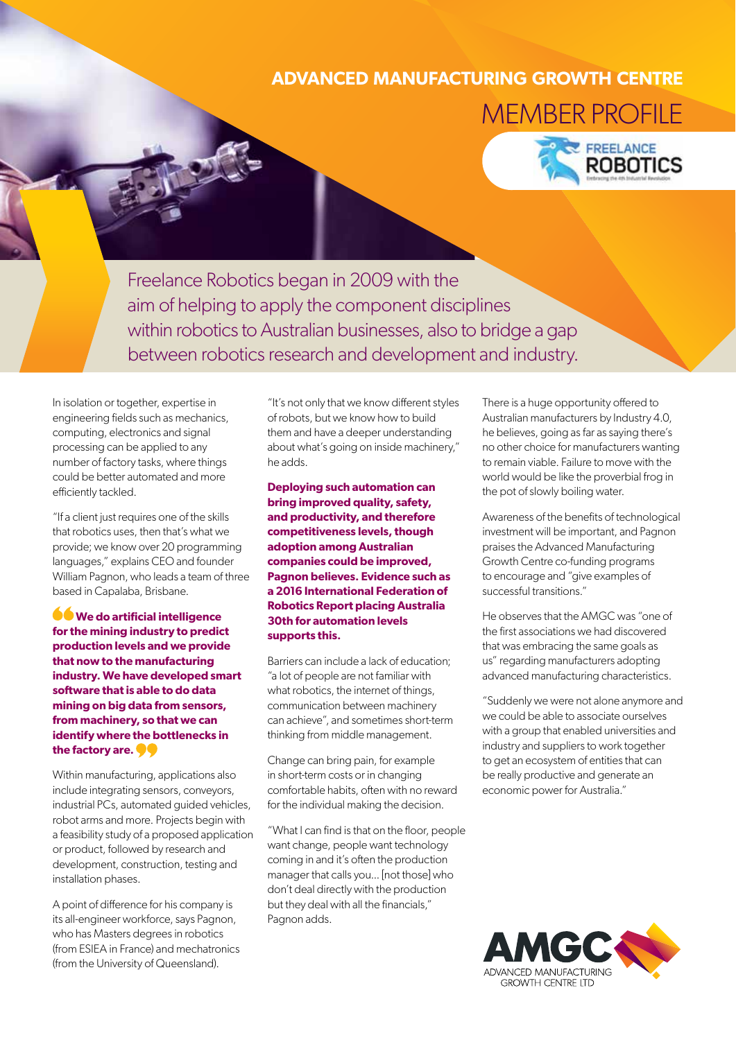# ADVANCED MANUFACTURING GROWTH CENTRE

## MEMBER PROFILE

FREELANCE ROBOTICS

Embracing the 4th Industrial Revolution

Freelance Robotics began in 2009 with the aim of helping to apply the component disciplines within robotics to Australian businesses, also to bridge a gap between robotics research and development and industry.

In isolation or together, expertise in engineering fields such as mechanics, computing, electronics and signal processing can be applied to any number of factory tasks, where things could be better automated and more efficiently tackled.

"If a client just requires one of the skills that robotics uses, then that's what we provide; we know over 20 programming languages," explains CEO and founder William Pagnon, who leads a team of three based in Capalaba, Brisbane.

**"We do artificial intelligence for the mining industry to predict production levels and we provide that now to the manufacturing industry. We have developed smart software that is able to do data mining on big data from sensors, from machinery, so that we can identify where the bottlenecks in the factory are."**

Within manufacturing, applications also include integrating sensors, conveyors, industrial PCs, automated guided vehicles, robot arms and more. Projects begin with a feasibility study of a proposed application or product, followed by research and development, construction, testing and installation phases.

A point of difference for his company is its all-engineer workforce, says Pagnon, who has Masters degrees in robotics (from ESIEA in France) and mechatronics (from the University of Queensland).

"It's not only that we know different styles of robots, but we know how to build them and have a deeper understanding about what's going on inside machinery," he adds.

**Deploying such automation can bring improved quality, safety, and productivity, and therefore competitiveness levels, though adoption among Australian companies could be improved, Pagnon believes. Evidence such as a 2016 International Federation of Robotics Report placing Australia 30th for automation levels supports this.**

Barriers can include a lack of education; "a lot of people are not familiar with what robotics, the internet of things, communication between machinery can achieve", and sometimes short-term thinking from middle management.

Change can bring pain, for example in short-term costs or in changing comfortable habits, often with no reward for the individual making the decision.

"What I can find is that on the floor, people want change, people want technology coming in and it's often the production manager that calls you... [not those] who don't deal directly with the production but they deal with all the financials," Pagnon adds.

There is a huge opportunity offered to Australian manufacturers by Industry 4.0, he believes, going as far as saying there's no other choice for manufacturers wanting to remain viable. Failure to move with the world would be like the proverbial frog in the pot of slowly boiling water.

Awareness of the benefits of technological investment will be important, and Pagnon praises the Advanced Manufacturing Growth Centre co-funding programs to encourage and "give examples of successful transitions."

He observes that the AMGC was "one of the first associations we had discovered that was embracing the same goals as us" regarding manufacturers adopting advanced manufacturing characteristics.

"Suddenly we were not alone anymore and we could be able to associate ourselves with a group that enabled universities and industry and suppliers to work together to get an ecosystem of entities that can be really productive and generate an economic power for Australia."

AMGC ADVANCED MANUFACTURING GROWTH CENTRE LTD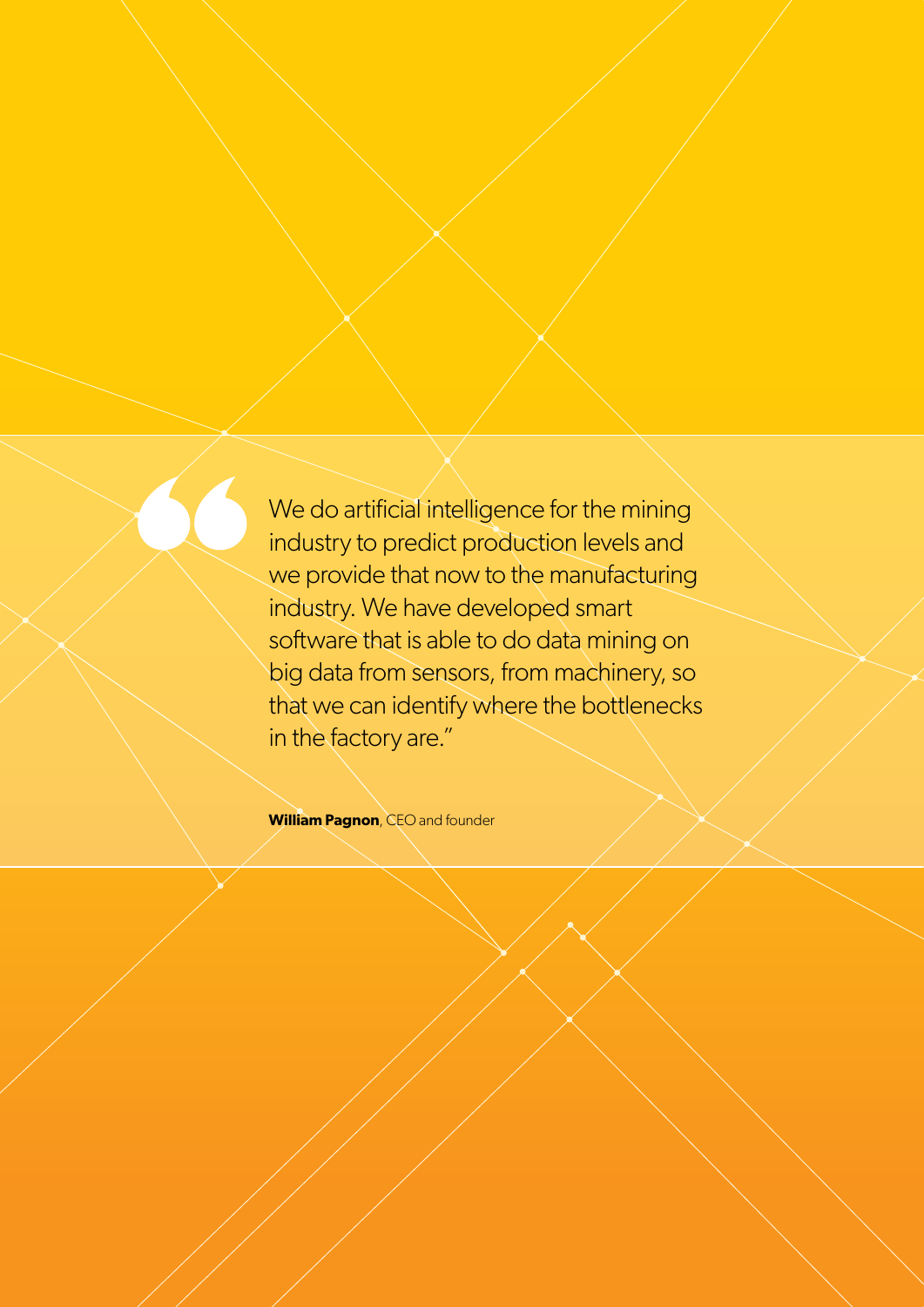> We do artificial intelligence for the mining industry to predict production levels and we provide that now to the manufacturing industry. We have developed smart software that is able to do data mining on big data from sensors, from machinery, so that we can identify where the bottlenecks in the factory are."

**William Pagnon**, CEO and founder